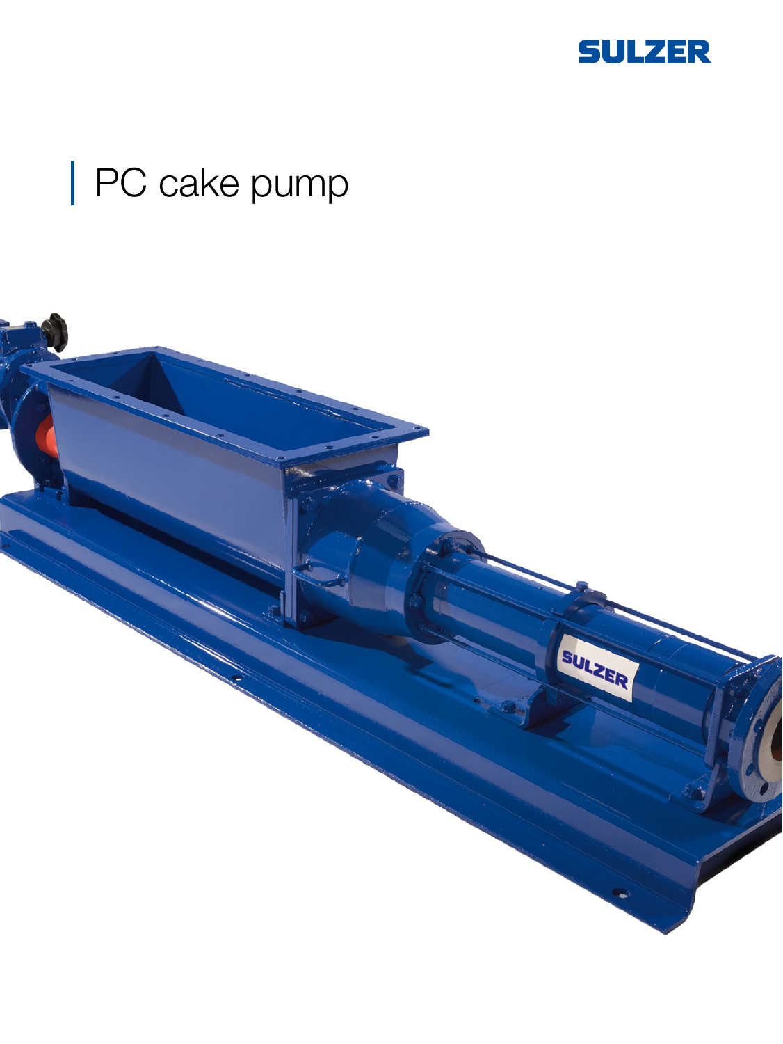SULZER

# PC cake pump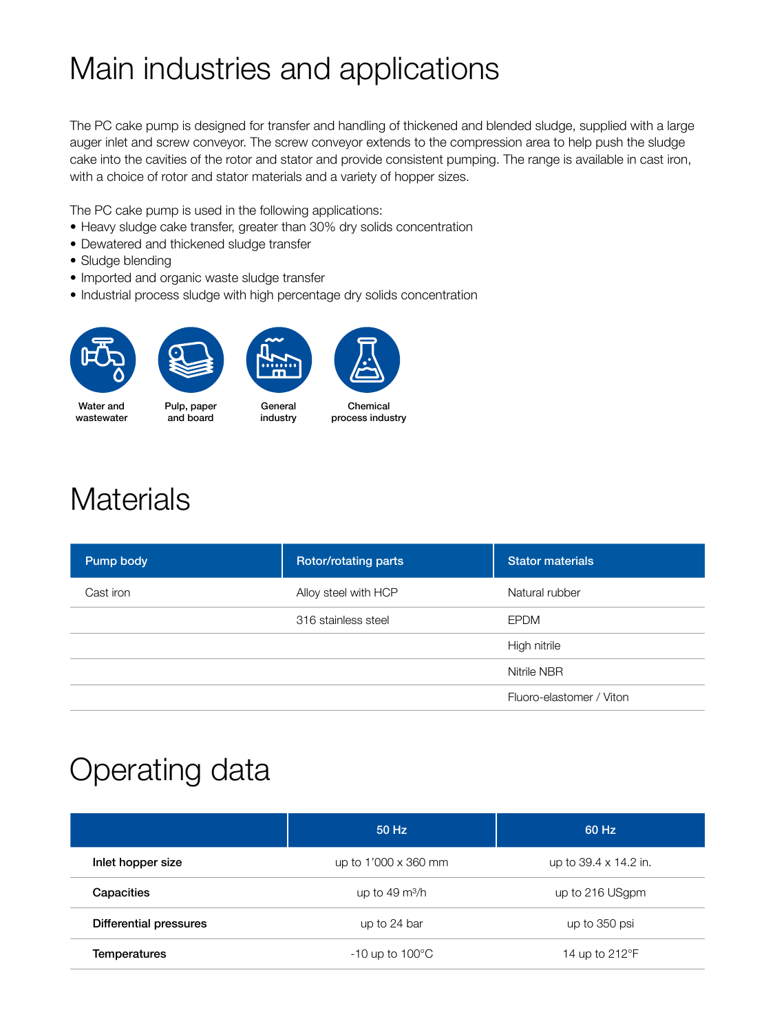# Main industries and applications

The PC cake pump is designed for transfer and handling of thickened and blended sludge, supplied with a large auger inlet and screw conveyor. The screw conveyor extends to the compression area to help push the sludge cake into the cavities of the rotor and stator and provide consistent pumping. The range is available in cast iron, with a choice of rotor and stator materials and a variety of hopper sizes.

The PC cake pump is used in the following applications:

- Heavy sludge cake transfer, greater than 30% dry solids concentration
- Dewatered and thickened sludge transfer
- Sludge blending
- Imported and organic waste sludge transfer
- Industrial process sludge with high percentage dry solids concentration

Water and wastewater

Pulp, paper and board

General industry

Chemical process industry

# Materials

| Pump body | Rotor/rotating parts | Stator materials |
|---|---|---|
| Cast iron | Alloy steel with HCP | Natural rubber |
| | 316 stainless steel | EPDM |
| | | High nitrile |
| | | Nitrile NBR |
| | | Fluoro-elastomer / Viton |

# Operating data

| | 50 Hz | 60 Hz |
|---|---|---|
| **Inlet hopper size** | up to 1'000 x 360 mm | up to 39.4 x 14.2 in. |
| **Capacities** | up to 49 $m^3/h$ | up to 216 USgpm |
| **Differential pressures** | up to 24 bar | up to 350 psi |
| **Temperatures** | -10 up to 100°C | 14 up to 212°F |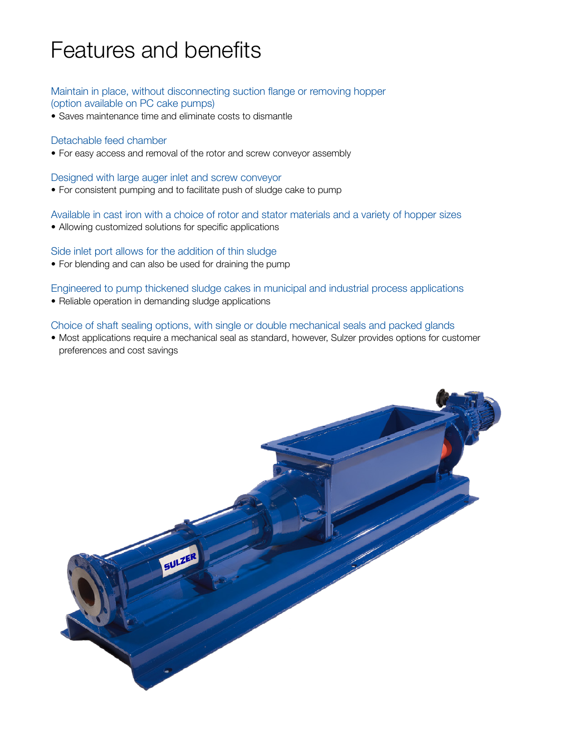# Features and benefits

### Maintain in place, without disconnecting suction flange or removing hopper (option available on PC cake pumps)

- Saves maintenance time and eliminate costs to dismantle

### Detachable feed chamber

- For easy access and removal of the rotor and screw conveyor assembly

### Designed with large auger inlet and screw conveyor

- For consistent pumping and to facilitate push of sludge cake to pump

### Available in cast iron with a choice of rotor and stator materials and a variety of hopper sizes

- Allowing customized solutions for specific applications

### Side inlet port allows for the addition of thin sludge

- For blending and can also be used for draining the pump

### Engineered to pump thickened sludge cakes in municipal and industrial process applications

- Reliable operation in demanding sludge applications

### Choice of shaft sealing options, with single or double mechanical seals and packed glands

- Most applications require a mechanical seal as standard, however, Sulzer provides options for customer preferences and cost savings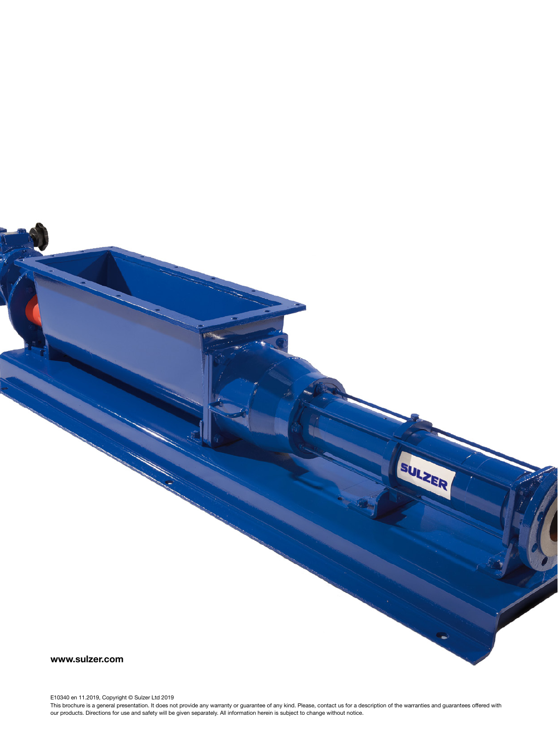**www.sulzer.com**

E10340 en 11.2019, Copyright © Sulzer Ltd 2019

This brochure is a general presentation. It does not provide any warranty or guarantee of any kind. Please, contact us for a description of the warranties and guarantees offered with our products. Directions for use and safety will be given separately. All information herein is subject to change without notice.